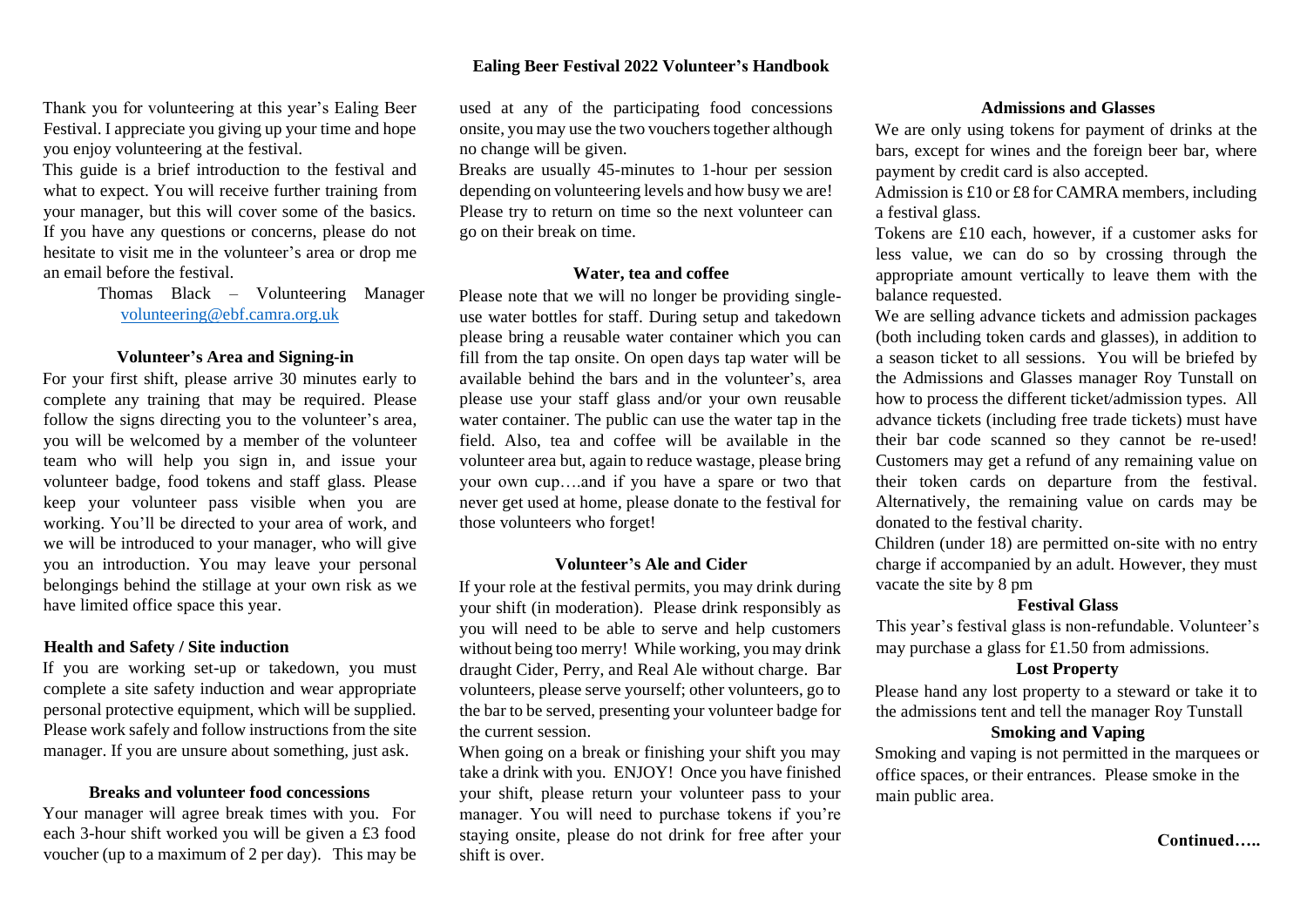# Ealing Beer Festival 2022 Volunteer's Handbook

Thank you for volunteering at this year's Ealing Beer Festival. I appreciate you giving up your time and hope you enjoy volunteering at the festival.

This guide is a brief introduction to the festival and what to expect. You will receive further training from your manager, but this will cover some of the basics. If you have any questions or concerns, please do not hesitate to visit me in the volunteer's area or drop me an email before the festival.

Thomas Black – Volunteering Manager
volunteering@ebf.camra.org.uk

## Volunteer's Area and Signing-in

For your first shift, please arrive 30 minutes early to complete any training that may be required. Please follow the signs directing you to the volunteer's area, you will be welcomed by a member of the volunteer team who will help you sign in, and issue your volunteer badge, food tokens and staff glass. Please keep your volunteer pass visible when you are working. You'll be directed to your area of work, and we will be introduced to your manager, who will give you an introduction. You may leave your personal belongings behind the stillage at your own risk as we have limited office space this year.

## Health and Safety / Site induction

If you are working set-up or takedown, you must complete a site safety induction and wear appropriate personal protective equipment, which will be supplied. Please work safely and follow instructions from the site manager. If you are unsure about something, just ask.

## Breaks and volunteer food concessions

Your manager will agree break times with you. For each 3-hour shift worked you will be given a £3 food voucher (up to a maximum of 2 per day). This may be used at any of the participating food concessions onsite, you may use the two vouchers together although no change will be given.

Breaks are usually 45-minutes to 1-hour per session depending on volunteering levels and how busy we are! Please try to return on time so the next volunteer can go on their break on time.

## Water, tea and coffee

Please note that we will no longer be providing single-use water bottles for staff. During setup and takedown please bring a reusable water container which you can fill from the tap onsite. On open days tap water will be available behind the bars and in the volunteer's, area please use your staff glass and/or your own reusable water container. The public can use the water tap in the field. Also, tea and coffee will be available in the volunteer area but, again to reduce wastage, please bring your own cup….and if you have a spare or two that never get used at home, please donate to the festival for those volunteers who forget!

## Volunteer's Ale and Cider

If your role at the festival permits, you may drink during your shift (in moderation). Please drink responsibly as you will need to be able to serve and help customers without being too merry! While working, you may drink draught Cider, Perry, and Real Ale without charge. Bar volunteers, please serve yourself; other volunteers, go to the bar to be served, presenting your volunteer badge for the current session.

When going on a break or finishing your shift you may take a drink with you. ENJOY! Once you have finished your shift, please return your volunteer pass to your manager. You will need to purchase tokens if you're staying onsite, please do not drink for free after your shift is over.

## Admissions and Glasses

We are only using tokens for payment of drinks at the bars, except for wines and the foreign beer bar, where payment by credit card is also accepted.

Admission is £10 or £8 for CAMRA members, including a festival glass.

Tokens are £10 each, however, if a customer asks for less value, we can do so by crossing through the appropriate amount vertically to leave them with the balance requested.

We are selling advance tickets and admission packages (both including token cards and glasses), in addition to a season ticket to all sessions. You will be briefed by the Admissions and Glasses manager Roy Tunstall on how to process the different ticket/admission types. All advance tickets (including free trade tickets) must have their bar code scanned so they cannot be re-used! Customers may get a refund of any remaining value on their token cards on departure from the festival. Alternatively, the remaining value on cards may be donated to the festival charity.

Children (under 18) are permitted on-site with no entry charge if accompanied by an adult. However, they must vacate the site by 8 pm

## Festival Glass

This year's festival glass is non-refundable. Volunteer's may purchase a glass for £1.50 from admissions.

## Lost Property

Please hand any lost property to a steward or take it to the admissions tent and tell the manager Roy Tunstall

## Smoking and Vaping

Smoking and vaping is not permitted in the marquees or office spaces, or their entrances. Please smoke in the main public area.

**Continued…..**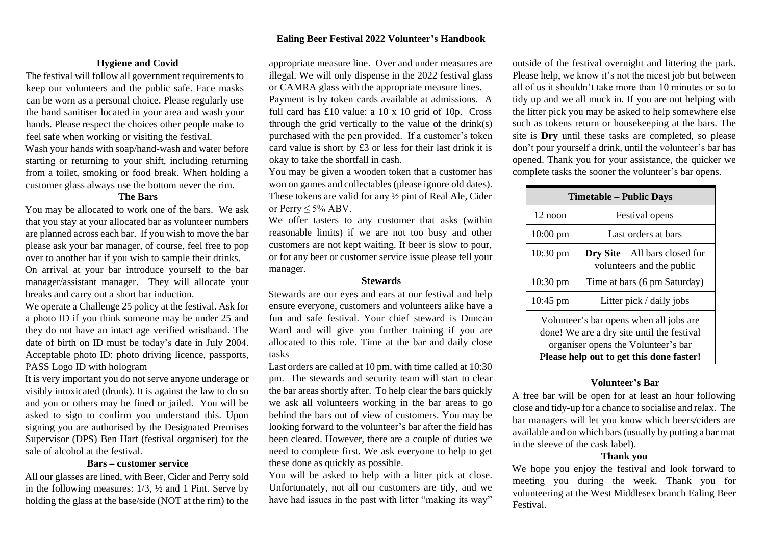# Ealing Beer Festival 2022 Volunteer's Handbook

## Hygiene and Covid

The festival will follow all government requirements to keep our volunteers and the public safe. Face masks can be worn as a personal choice. Please regularly use the hand sanitiser located in your area and wash your hands. Please respect the choices other people make to feel safe when working or visiting the festival.

Wash your hands with soap/hand-wash and water before starting or returning to your shift, including returning from a toilet, smoking or food break. When holding a customer glass always use the bottom never the rim.

## The Bars

You may be allocated to work one of the bars. We ask that you stay at your allocated bar as volunteer numbers are planned across each bar. If you wish to move the bar please ask your bar manager, of course, feel free to pop over to another bar if you wish to sample their drinks.

On arrival at your bar introduce yourself to the bar manager/assistant manager. They will allocate your breaks and carry out a short bar induction.

We operate a Challenge 25 policy at the festival. Ask for a photo ID if you think someone may be under 25 and they do not have an intact age verified wristband. The date of birth on ID must be today's date in July 2004. Acceptable photo ID: photo driving licence, passports, PASS Logo ID with hologram

It is very important you do not serve anyone underage or visibly intoxicated (drunk). It is against the law to do so and you or others may be fined or jailed. You will be asked to sign to confirm you understand this. Upon signing you are authorised by the Designated Premises Supervisor (DPS) Ben Hart (festival organiser) for the sale of alcohol at the festival.

## Bars – customer service

All our glasses are lined, with Beer, Cider and Perry sold in the following measures: 1/3, ½ and 1 Pint. Serve by holding the glass at the base/side (NOT at the rim) to the appropriate measure line. Over and under measures are illegal. We will only dispense in the 2022 festival glass or CAMRA glass with the appropriate measure lines.

Payment is by token cards available at admissions. A full card has £10 value: a 10 x 10 grid of 10p. Cross through the grid vertically to the value of the drink(s) purchased with the pen provided. If a customer's token card value is short by £3 or less for their last drink it is okay to take the shortfall in cash.

You may be given a wooden token that a customer has won on games and collectables (please ignore old dates). These tokens are valid for any ½ pint of Real Ale, Cider or Perry ≤ 5% ABV.

We offer tasters to any customer that asks (within reasonable limits) if we are not too busy and other customers are not kept waiting. If beer is slow to pour, or for any beer or customer service issue please tell your manager.

## Stewards

Stewards are our eyes and ears at our festival and help ensure everyone, customers and volunteers alike have a fun and safe festival. Your chief steward is Duncan Ward and will give you further training if you are allocated to this role. Time at the bar and daily close tasks

Last orders are called at 10 pm, with time called at 10:30 pm. The stewards and security team will start to clear the bar areas shortly after. To help clear the bars quickly we ask all volunteers working in the bar areas to go behind the bars out of view of customers. You may be looking forward to the volunteer's bar after the field has been cleared. However, there are a couple of duties we need to complete first. We ask everyone to help to get these done as quickly as possible.

You will be asked to help with a litter pick at close. Unfortunately, not all our customers are tidy, and we have had issues in the past with litter "making its way" outside of the festival overnight and littering the park. Please help, we know it's not the nicest job but between all of us it shouldn't take more than 10 minutes or so to tidy up and we all muck in. If you are not helping with the litter pick you may be asked to help somewhere else such as tokens return or housekeeping at the bars. The site is **Dry** until these tasks are completed, so please don't pour yourself a drink, until the volunteer's bar has opened. Thank you for your assistance, the quicker we complete tasks the sooner the volunteer's bar opens.

| Timetable – Public Days | |
|---|---|
| 12 noon | Festival opens |
| 10:00 pm | Last orders at bars |
| 10:30 pm | **Dry Site** – All bars closed for volunteers and the public |
| 10:30 pm | Time at bars (6 pm Saturday) |
| 10:45 pm | Litter pick / daily jobs |
| Volunteer's bar opens when all jobs are done! We are a dry site until the festival organiser opens the Volunteer's bar **Please help out to get this done faster!** | |

## Volunteer's Bar

A free bar will be open for at least an hour following close and tidy-up for a chance to socialise and relax. The bar managers will let you know which beers/ciders are available and on which bars (usually by putting a bar mat in the sleeve of the cask label).

## Thank you

We hope you enjoy the festival and look forward to meeting you during the week. Thank you for volunteering at the West Middlesex branch Ealing Beer Festival.